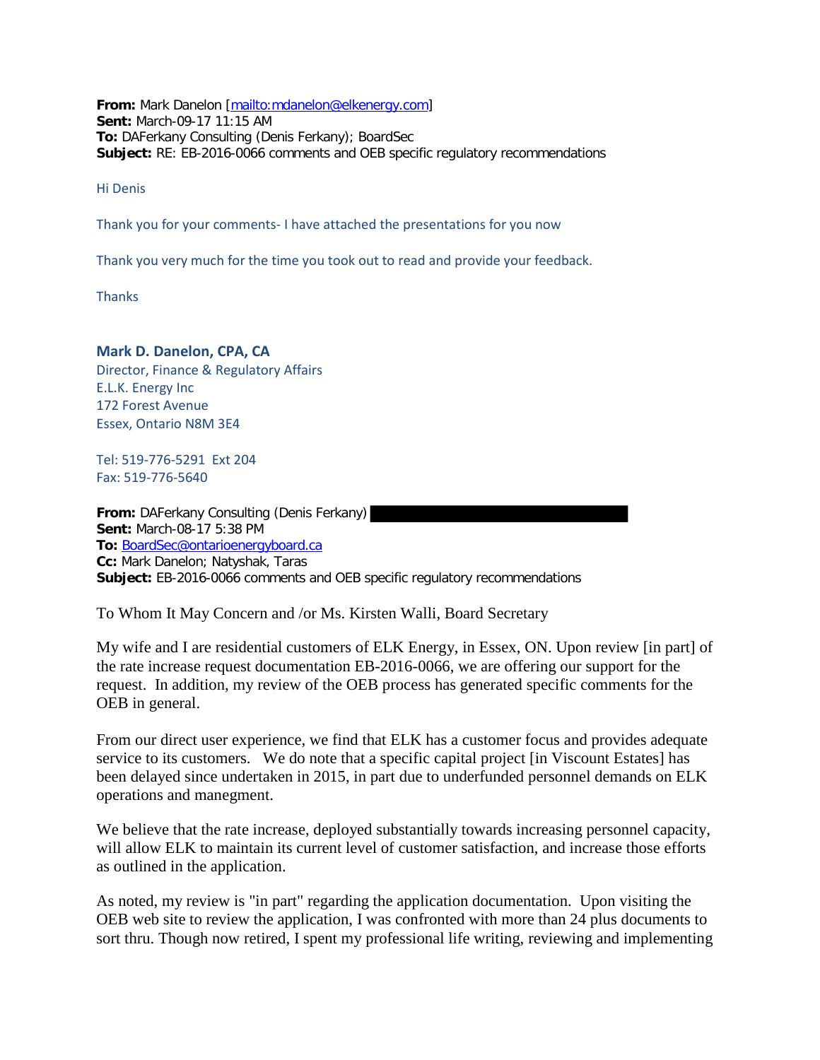**From:** Mark Danelon [mailto:mdanelon@elkenergy.com]
**Sent:** March-09-17 11:15 AM
**To:** DAFerkany Consulting (Denis Ferkany); BoardSec
**Subject:** RE: EB-2016-0066 comments and OEB specific regulatory recommendations

Hi Denis

Thank you for your comments- I have attached the presentations for you now

Thank you very much for the time you took out to read and provide your feedback.

Thanks

**Mark D. Danelon, CPA, CA**
Director, Finance & Regulatory Affairs
E.L.K. Energy Inc
172 Forest Avenue
Essex, Ontario N8M 3E4

Tel: 519-776-5291 Ext 204
Fax: 519-776-5640

**From:** DAFerkany Consulting (Denis Ferkany)
**Sent:** March-08-17 5:38 PM
**To:** BoardSec@ontarioenergyboard.ca
**Cc:** Mark Danelon; Natyshak, Taras
**Subject:** EB-2016-0066 comments and OEB specific regulatory recommendations

To Whom It May Concern and /or Ms. Kirsten Walli, Board Secretary

My wife and I are residential customers of ELK Energy, in Essex, ON. Upon review [in part] of the rate increase request documentation EB-2016-0066, we are offering our support for the request. In addition, my review of the OEB process has generated specific comments for the OEB in general.

From our direct user experience, we find that ELK has a customer focus and provides adequate service to its customers. We do note that a specific capital project [in Viscount Estates] has been delayed since undertaken in 2015, in part due to underfunded personnel demands on ELK operations and manegment.

We believe that the rate increase, deployed substantially towards increasing personnel capacity, will allow ELK to maintain its current level of customer satisfaction, and increase those efforts as outlined in the application.

As noted, my review is "in part" regarding the application documentation. Upon visiting the OEB web site to review the application, I was confronted with more than 24 plus documents to sort thru. Though now retired, I spent my professional life writing, reviewing and implementing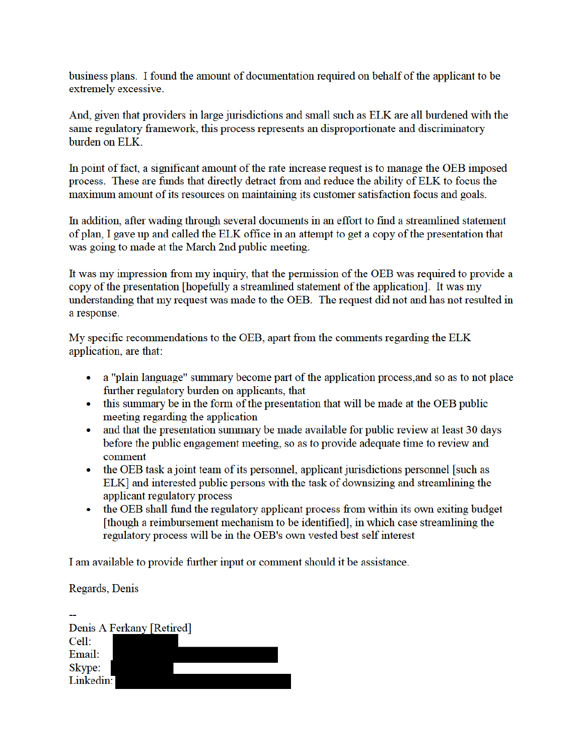business plans. I found the amount of documentation required on behalf of the applicant to be extremely excessive.

And, given that providers in large jurisdictions and small such as ELK are all burdened with the same regulatory framework, this process represents an disproportionate and discriminatory burden on ELK.

In point of fact, a significant amount of the rate increase request is to manage the OEB imposed process. These are funds that directly detract from and reduce the ability of ELK to focus the maximum amount of its resources on maintaining its customer satisfaction focus and goals.

In addition, after wading through several documents in an effort to find a streamlined statement of plan, I gave up and called the ELK office in an attempt to get a copy of the presentation that was going to made at the March 2nd public meeting.

It was my impression from my inquiry, that the permission of the OEB was required to provide a copy of the presentation [hopefully a streamlined statement of the application]. It was my understanding that my request was made to the OEB. The request did not and has not resulted in a response.

My specific recommendations to the OEB, apart from the comments regarding the ELK application, are that:

- a "plain language" summary become part of the application process,and so as to not place further regulatory burden on applicants, that
- this summary be in the form of the presentation that will be made at the OEB public meeting regarding the application
- and that the presentation summary be made available for public review at least 30 days before the public engagement meeting, so as to provide adequate time to review and comment
- the OEB task a joint team of its personnel, applicant jurisdictions personnel [such as ELK] and interested public persons with the task of downsizing and streamlining the applicant regulatory process
- the OEB shall fund the regulatory applicant process from within its own exiting budget [though a reimbursement mechanism to be identified], in which case streamlining the regulatory process will be in the OEB's own vested best self interest

I am available to provide further input or comment should it be assistance.

Regards, Denis

--
Denis A Ferkany [Retired]
Cell:
Email:
Skype:
Linkedin: